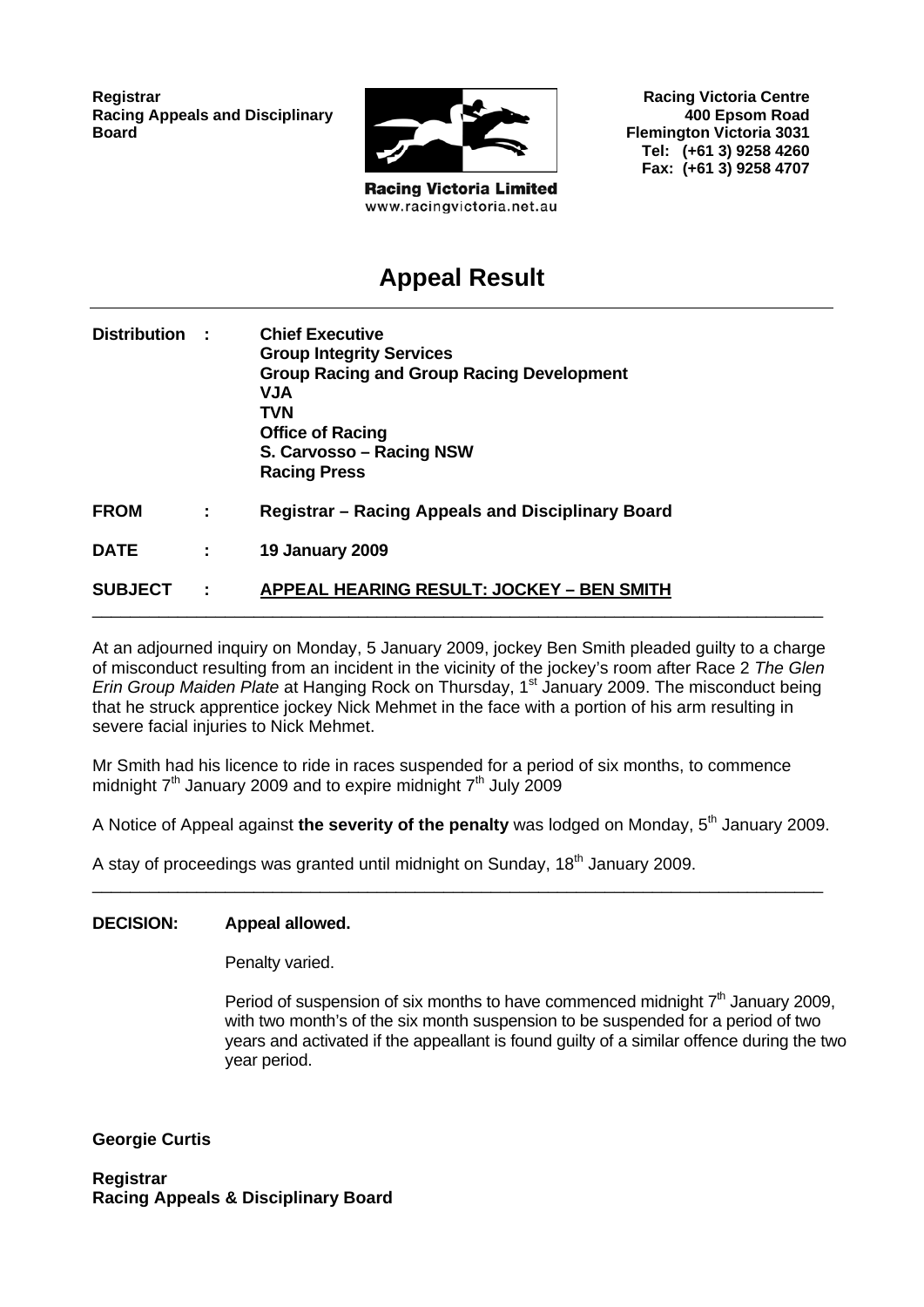**Registrar**
**Racing Appeals and Disciplinary Board**

**Racing Victoria Limited**
www.racingvictoria.net.au

**Racing Victoria Centre**
**400 Epsom Road**
**Flemington Victoria 3031**
**Tel: (+61 3) 9258 4260**
**Fax: (+61 3) 9258 4707**

# Appeal Result

**Distribution :** **Chief Executive**
**Group Integrity Services**
**Group Racing and Group Racing Development**
**VJA**
**TVN**
**Office of Racing**
**S. Carvosso – Racing NSW**
**Racing Press**

**FROM :** **Registrar – Racing Appeals and Disciplinary Board**

**DATE :** **19 January 2009**

**SUBJECT :** **APPEAL HEARING RESULT: JOCKEY – BEN SMITH**

---

At an adjourned inquiry on Monday, 5 January 2009, jockey Ben Smith pleaded guilty to a charge of misconduct resulting from an incident in the vicinity of the jockey's room after Race 2 *The Glen Erin Group Maiden Plate* at Hanging Rock on Thursday, 1st January 2009. The misconduct being that he struck apprentice jockey Nick Mehmet in the face with a portion of his arm resulting in severe facial injuries to Nick Mehmet.

Mr Smith had his licence to ride in races suspended for a period of six months, to commence midnight 7th January 2009 and to expire midnight 7th July 2009

A Notice of Appeal against **the severity of the penalty** was lodged on Monday, 5th January 2009.

A stay of proceedings was granted until midnight on Sunday, 18th January 2009.

---

**DECISION:** **Appeal allowed.**

Penalty varied.

Period of suspension of six months to have commenced midnight 7th January 2009, with two month's of the six month suspension to be suspended for a period of two years and activated if the appellant is found guilty of a similar offence during the two year period.

**Georgie Curtis**

**Registrar**
**Racing Appeals & Disciplinary Board**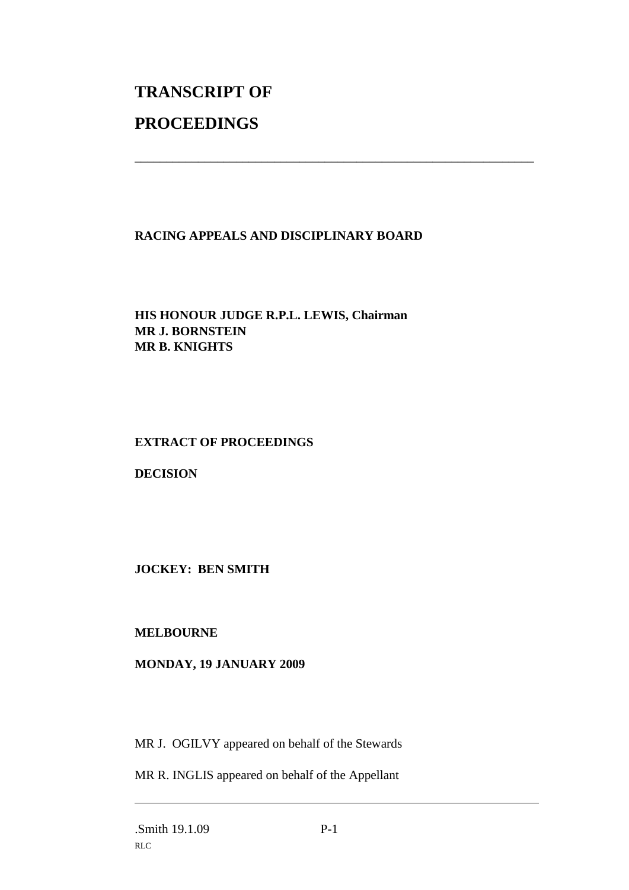# TRANSCRIPT OF

# PROCEEDINGS

---

**RACING APPEALS AND DISCIPLINARY BOARD**

**HIS HONOUR JUDGE R.P.L. LEWIS, Chairman**
**MR J. BORNSTEIN**
**MR B. KNIGHTS**

**EXTRACT OF PROCEEDINGS**

**DECISION**

**JOCKEY: BEN SMITH**

**MELBOURNE**

**MONDAY, 19 JANUARY 2009**

MR J. OGILVY appeared on behalf of the Stewards

MR R. INGLIS appeared on behalf of the Appellant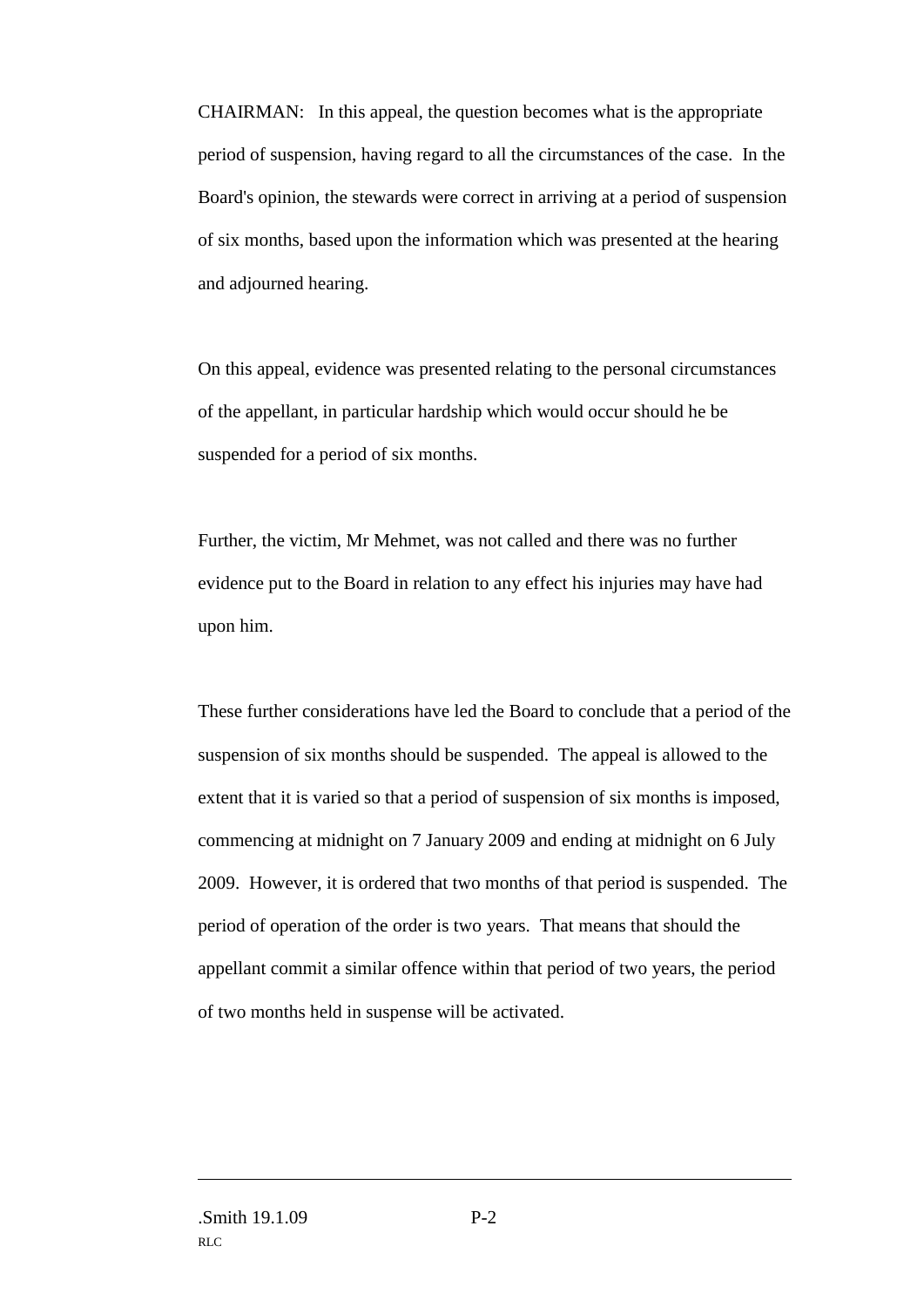CHAIRMAN: In this appeal, the question becomes what is the appropriate period of suspension, having regard to all the circumstances of the case. In the Board's opinion, the stewards were correct in arriving at a period of suspension of six months, based upon the information which was presented at the hearing and adjourned hearing.

On this appeal, evidence was presented relating to the personal circumstances of the appellant, in particular hardship which would occur should he be suspended for a period of six months.

Further, the victim, Mr Mehmet, was not called and there was no further evidence put to the Board in relation to any effect his injuries may have had upon him.

These further considerations have led the Board to conclude that a period of the suspension of six months should be suspended. The appeal is allowed to the extent that it is varied so that a period of suspension of six months is imposed, commencing at midnight on 7 January 2009 and ending at midnight on 6 July 2009. However, it is ordered that two months of that period is suspended. The period of operation of the order is two years. That means that should the appellant commit a similar offence within that period of two years, the period of two months held in suspense will be activated.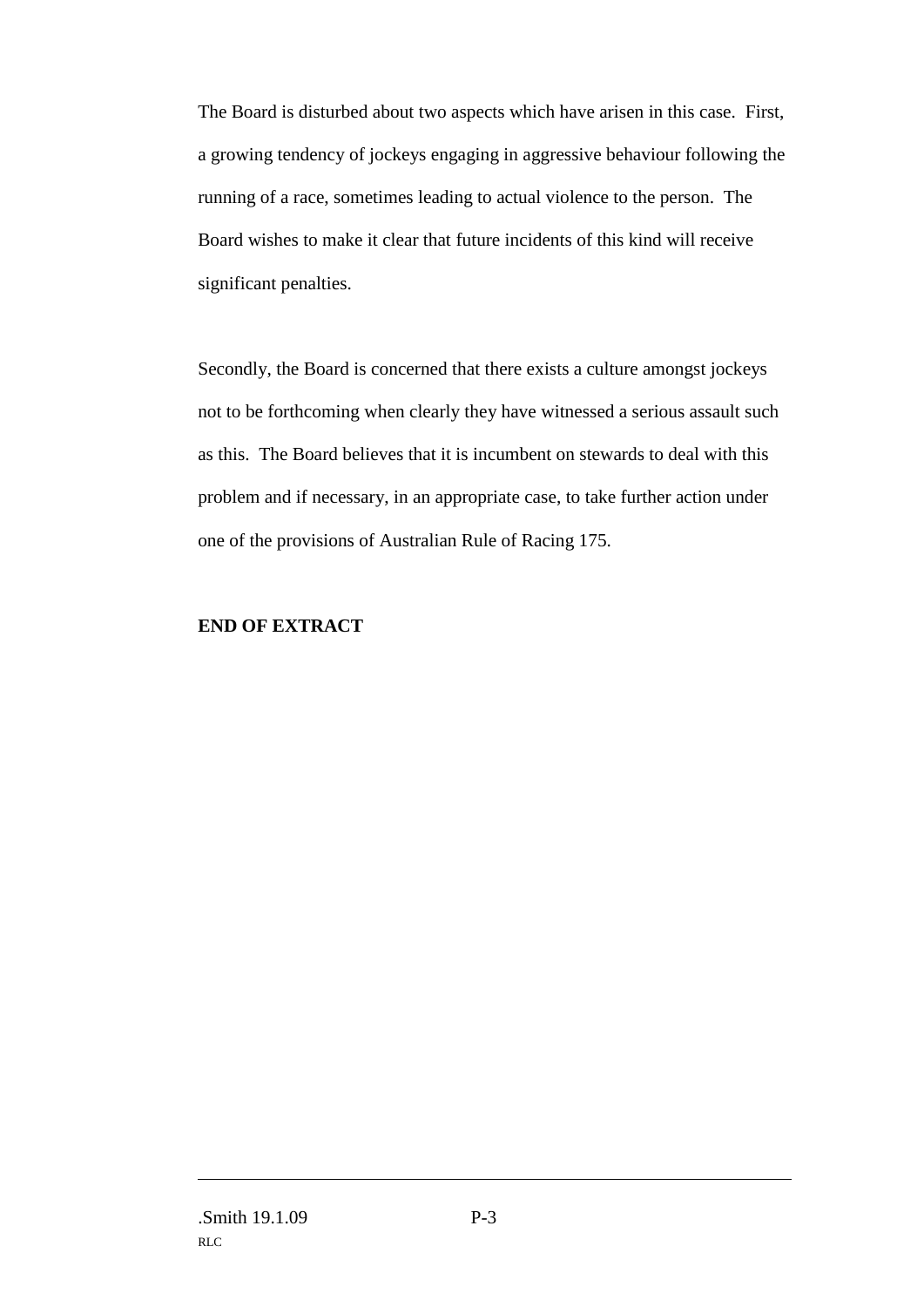The Board is disturbed about two aspects which have arisen in this case. First, a growing tendency of jockeys engaging in aggressive behaviour following the running of a race, sometimes leading to actual violence to the person. The Board wishes to make it clear that future incidents of this kind will receive significant penalties.

Secondly, the Board is concerned that there exists a culture amongst jockeys not to be forthcoming when clearly they have witnessed a serious assault such as this. The Board believes that it is incumbent on stewards to deal with this problem and if necessary, in an appropriate case, to take further action under one of the provisions of Australian Rule of Racing 175.

**END OF EXTRACT**